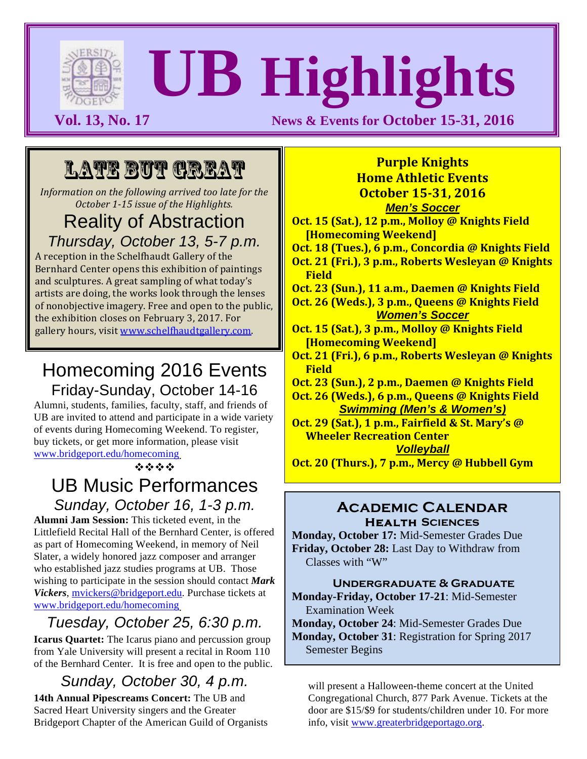# UB Highlights

**Vol. 13, No. 17** — **News & Events for October 15-31, 2016**

## LATE BUT GREAT

*Information on the following arrived too late for the October 1-15 issue of the Highlights.*

### Reality of Abstraction

*Thursday, October 13, 5-7 p.m.*

A reception in the Schelfhaudt Gallery of the Bernhard Center opens this exhibition of paintings and sculptures. A great sampling of what today's artists are doing, the works look through the lenses of nonobjective imagery. Free and open to the public, the exhibition closes on February 3, 2017. For gallery hours, visit www.schelfhaudtgallery.com.

## Homecoming 2016 Events

### Friday-Sunday, October 14-16

Alumni, students, families, faculty, staff, and friends of UB are invited to attend and participate in a wide variety of events during Homecoming Weekend. To register, buy tickets, or get more information, please visit www.bridgeport.edu/homecoming

❖❖❖❖

## UB Music Performances

### *Sunday, October 16, 1-3 p.m.*

**Alumni Jam Session:** This ticketed event, in the Littlefield Recital Hall of the Bernhard Center, is offered as part of Homecoming Weekend, in memory of Neil Slater, a widely honored jazz composer and arranger who established jazz studies programs at UB. Those wishing to participate in the session should contact ***Mark Vickers***, mvickers@bridgeport.edu. Purchase tickets at www.bridgeport.edu/homecoming

### *Tuesday, October 25, 6:30 p.m.*

**Icarus Quartet:** The Icarus piano and percussion group from Yale University will present a recital in Room 110 of the Bernhard Center. It is free and open to the public.

### *Sunday, October 30, 4 p.m.*

**14th Annual Pipescreams Concert:** The UB and Sacred Heart University singers and the Greater Bridgeport Chapter of the American Guild of Organists will present a Halloween-theme concert at the United Congregational Church, 877 Park Avenue. Tickets at the door are $15/$9 for students/children under 10. For more info, visit www.greaterbridgeportago.org.

## Purple Knights Home Athletic Events October 15-31, 2016

***Men's Soccer***

**Oct. 15 (Sat.), 12 p.m., Molloy @ Knights Field [Homecoming Weekend]**
**Oct. 18 (Tues.), 6 p.m., Concordia @ Knights Field**
**Oct. 21 (Fri.), 3 p.m., Roberts Wesleyan @ Knights Field**
**Oct. 23 (Sun.), 11 a.m., Daemen @ Knights Field**
**Oct. 26 (Weds.), 3 p.m., Queens @ Knights Field**

***Women's Soccer***

**Oct. 15 (Sat.), 3 p.m., Molloy @ Knights Field [Homecoming Weekend]**
**Oct. 21 (Fri.), 6 p.m., Roberts Wesleyan @ Knights Field**
**Oct. 23 (Sun.), 2 p.m., Daemen @ Knights Field**
**Oct. 26 (Weds.), 6 p.m., Queens @ Knights Field**

***Swimming (Men's & Women's)***

**Oct. 29 (Sat.), 1 p.m., Fairfield & St. Mary's @ Wheeler Recreation Center**

***Volleyball***

**Oct. 20 (Thurs.), 7 p.m., Mercy @ Hubbell Gym**

## Academic Calendar

### Health Sciences

**Monday, October 17:** Mid-Semester Grades Due
**Friday, October 28:** Last Day to Withdraw from Classes with "W"

### Undergraduate & Graduate

**Monday-Friday, October 17-21**: Mid-Semester Examination Week
**Monday, October 24**: Mid-Semester Grades Due
**Monday, October 31**: Registration for Spring 2017 Semester Begins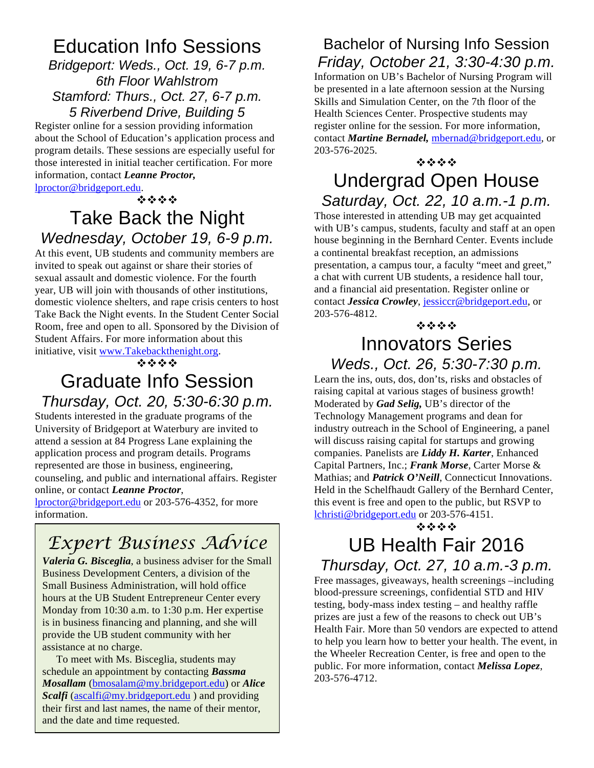## Education Info Sessions

*Bridgeport: Weds., Oct. 19, 6-7 p.m.*
*6th Floor Wahlstrom*
*Stamford: Thurs., Oct. 27, 6-7 p.m.*
*5 Riverbend Drive, Building 5*

Register online for a session providing information about the School of Education's application process and program details. These sessions are especially useful for those interested in initial teacher certification. For more information, contact ***Leanne Proctor,*** lproctor@bridgeport.edu.

❖❖❖❖

## Take Back the Night

*Wednesday, October 19, 6-9 p.m.*

At this event, UB students and community members are invited to speak out against or share their stories of sexual assault and domestic violence. For the fourth year, UB will join with thousands of other institutions, domestic violence shelters, and rape crisis centers to host Take Back the Night events. In the Student Center Social Room, free and open to all. Sponsored by the Division of Student Affairs. For more information about this initiative, visit www.Takebackthenight.org.

❖❖❖❖

## Graduate Info Session

*Thursday, Oct. 20, 5:30-6:30 p.m.*

Students interested in the graduate programs of the University of Bridgeport at Waterbury are invited to attend a session at 84 Progress Lane explaining the application process and program details. Programs represented are those in business, engineering, counseling, and public and international affairs. Register online, or contact ***Leanne Proctor***, lproctor@bridgeport.edu or 203-576-4352, for more information.

## *Expert Business Advice*

***Valeria G. Bisceglia***, a business adviser for the Small Business Development Centers, a division of the Small Business Administration, will hold office hours at the UB Student Entrepreneur Center every Monday from 10:30 a.m. to 1:30 p.m. Her expertise is in business financing and planning, and she will provide the UB student community with her assistance at no charge.

To meet with Ms. Bisceglia, students may schedule an appointment by contacting ***Bassma Mosallam*** (bmosalam@my.bridgeport.edu) or ***Alice Scalfi*** (ascalfi@my.bridgeport.edu ) and providing their first and last names, the name of their mentor, and the date and time requested.

## Bachelor of Nursing Info Session

*Friday, October 21, 3:30-4:30 p.m.*

Information on UB's Bachelor of Nursing Program will be presented in a late afternoon session at the Nursing Skills and Simulation Center, on the 7th floor of the Health Sciences Center. Prospective students may register online for the session. For more information, contact ***Martine Bernadel,*** mbernad@bridgeport.edu, or 203-576-2025.

❖❖❖❖

## Undergrad Open House

*Saturday, Oct. 22, 10 a.m.-1 p.m.*

Those interested in attending UB may get acquainted with UB's campus, students, faculty and staff at an open house beginning in the Bernhard Center. Events include a continental breakfast reception, an admissions presentation, a campus tour, a faculty "meet and greet," a chat with current UB students, a residence hall tour, and a financial aid presentation. Register online or contact ***Jessica Crowley***, jessiccr@bridgeport.edu, or 203-576-4812.

❖❖❖❖

## Innovators Series

*Weds., Oct. 26, 5:30-7:30 p.m.*

Learn the ins, outs, dos, don'ts, risks and obstacles of raising capital at various stages of business growth! Moderated by ***Gad Selig,*** UB's director of the Technology Management programs and dean for industry outreach in the School of Engineering, a panel will discuss raising capital for startups and growing companies. Panelists are ***Liddy H. Karter***, Enhanced Capital Partners, Inc.; ***Frank Morse***, Carter Morse & Mathias; and ***Patrick O'Neill***, Connecticut Innovations. Held in the Schelfhaudt Gallery of the Bernhard Center, this event is free and open to the public, but RSVP to lchristi@bridgeport.edu or 203-576-4151.

❖❖❖❖

## UB Health Fair 2016

*Thursday, Oct. 27, 10 a.m.-3 p.m.*

Free massages, giveaways, health screenings –including blood-pressure screenings, confidential STD and HIV testing, body-mass index testing – and healthy raffle prizes are just a few of the reasons to check out UB's Health Fair. More than 50 vendors are expected to attend to help you learn how to better your health. The event, in the Wheeler Recreation Center, is free and open to the public. For more information, contact ***Melissa Lopez***, 203-576-4712.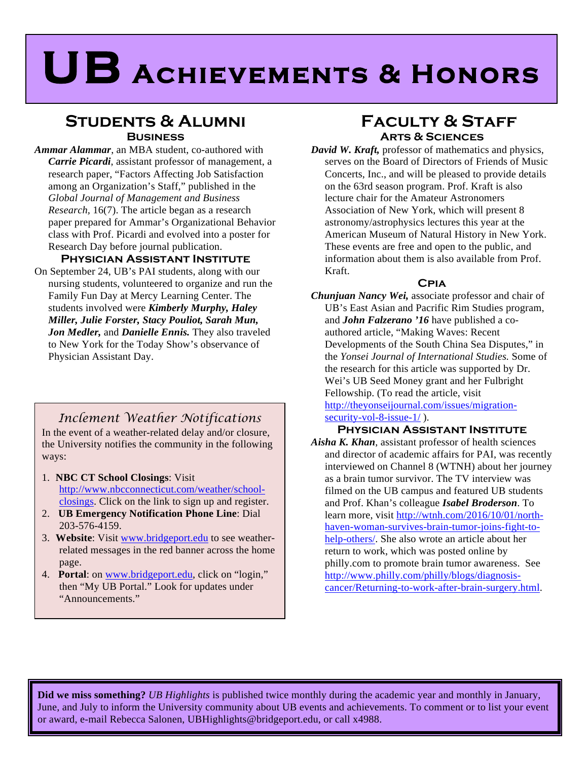# UB Achievements & Honors

## Students & Alumni

### Business

***Ammar Alammar***, an MBA student, co-authored with ***Carrie Picardi***, assistant professor of management, a research paper, "Factors Affecting Job Satisfaction among an Organization's Staff," published in the *Global Journal of Management and Business Research*, 16(7). The article began as a research paper prepared for Ammar's Organizational Behavior class with Prof. Picardi and evolved into a poster for Research Day before journal publication.

### Physician Assistant Institute

On September 24, UB's PAI students, along with our nursing students, volunteered to organize and run the Family Fun Day at Mercy Learning Center. The students involved were ***Kimberly Murphy, Haley Miller, Julie Forster, Stacy Pouliot, Sarah Mun, Jon Medler,*** and ***Danielle Ennis.*** They also traveled to New York for the Today Show's observance of Physician Assistant Day.

### *Inclement Weather Notifications*

In the event of a weather-related delay and/or closure, the University notifies the community in the following ways:

1. **NBC CT School Closings**: Visit http://www.nbcconnecticut.com/weather/school-closings. Click on the link to sign up and register.
2. **UB Emergency Notification Phone Line**: Dial 203-576-4159.
3. **Website**: Visit www.bridgeport.edu to see weather-related messages in the red banner across the home page.
4. **Portal**: on www.bridgeport.edu, click on "login," then "My UB Portal." Look for updates under "Announcements."

## Faculty & Staff

### Arts & Sciences

***David W. Kraft,*** professor of mathematics and physics, serves on the Board of Directors of Friends of Music Concerts, Inc., and will be pleased to provide details on the 63rd season program. Prof. Kraft is also lecture chair for the Amateur Astronomers Association of New York, which will present 8 astronomy/astrophysics lectures this year at the American Museum of Natural History in New York. These events are free and open to the public, and information about them is also available from Prof. Kraft.

### Cpia

***Chunjuan Nancy Wei,*** associate professor and chair of UB's East Asian and Pacfric Rim Studies program, and ***John Falzerano '16*** have published a co-authored article, "Making Waves: Recent Developments of the South China Sea Disputes," in the *Yonsei Journal of International Studies.* Some of the research for this article was supported by Dr. Wei's UB Seed Money grant and her Fulbright Fellowship. (To read the article, visit http://theyonseijournal.com/issues/migration-security-vol-8-issue-1/ ).

### Physician Assistant Institute

***Aisha K. Khan***, assistant professor of health sciences and director of academic affairs for PAI, was recently interviewed on Channel 8 (WTNH) about her journey as a brain tumor survivor. The TV interview was filmed on the UB campus and featured UB students and Prof. Khan's colleague ***Isabel Broderson***. To learn more, visit http://wtnh.com/2016/10/01/north-haven-woman-survives-brain-tumor-joins-fight-to-help-others/. She also wrote an article about her return to work, which was posted online by philly.com to promote brain tumor awareness. See http://www.philly.com/philly/blogs/diagnosis-cancer/Returning-to-work-after-brain-surgery.html.

**Did we miss something?** *UB Highlights* is published twice monthly during the academic year and monthly in January, June, and July to inform the University community about UB events and achievements. To comment or to list your event or award, e-mail Rebecca Salonen, UBHighlights@bridgeport.edu, or call x4988.